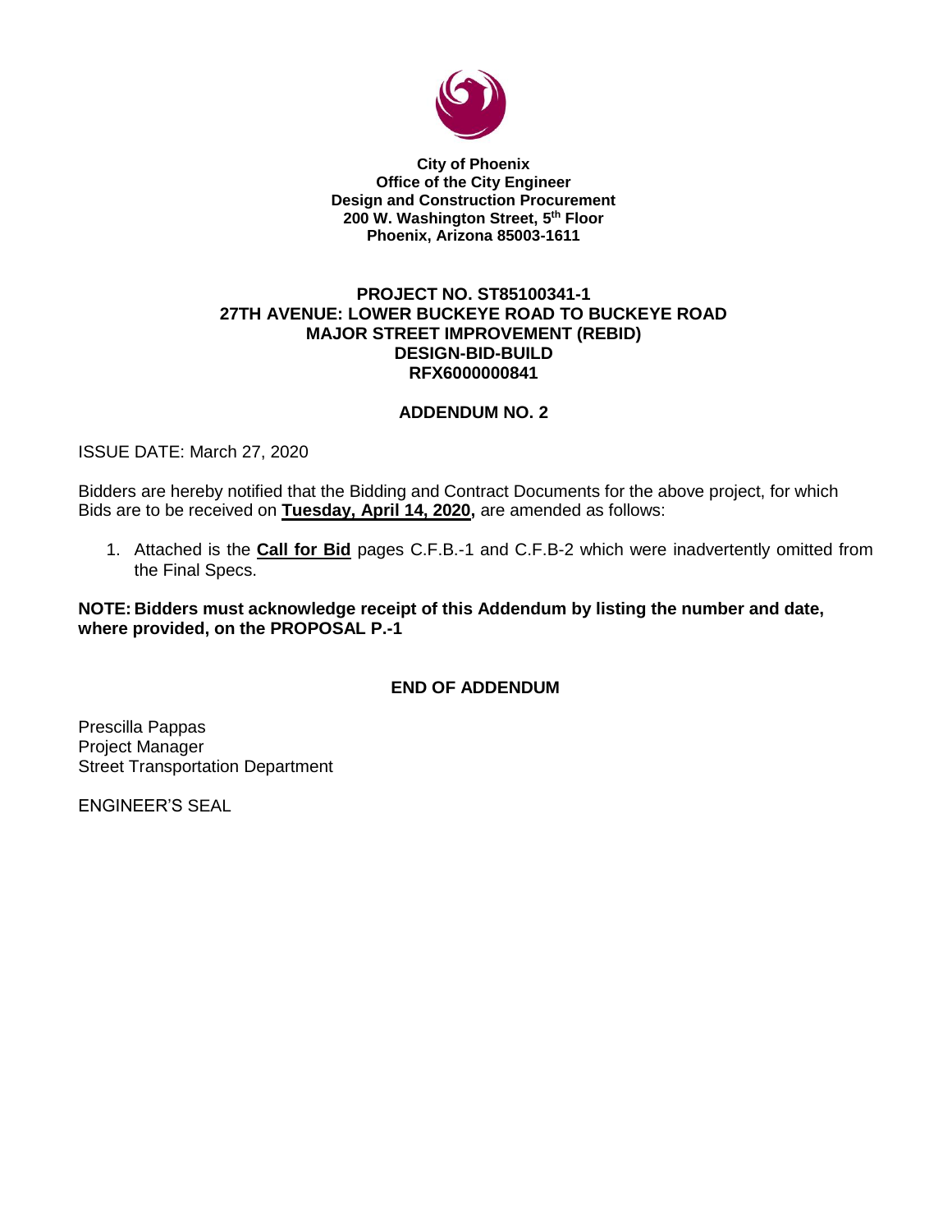**City of Phoenix**
**Office of the City Engineer**
**Design and Construction Procurement**
**200 W. Washington Street, 5th Floor**
**Phoenix, Arizona 85003-1611**

# PROJECT NO. ST85100341-1
# 27TH AVENUE: LOWER BUCKEYE ROAD TO BUCKEYE ROAD
# MAJOR STREET IMPROVEMENT (REBID)
# DESIGN-BID-BUILD
# RFX6000000841

## ADDENDUM NO. 2

ISSUE DATE: March 27, 2020

Bidders are hereby notified that the Bidding and Contract Documents for the above project, for which Bids are to be received on **Tuesday, April 14, 2020,** are amended as follows:

1. Attached is the **Call for Bid** pages C.F.B.-1 and C.F.B-2 which were inadvertently omitted from the Final Specs.

**NOTE: Bidders must acknowledge receipt of this Addendum by listing the number and date, where provided, on the PROPOSAL P.-1**

**END OF ADDENDUM**

Prescilla Pappas
Project Manager
Street Transportation Department

ENGINEER'S SEAL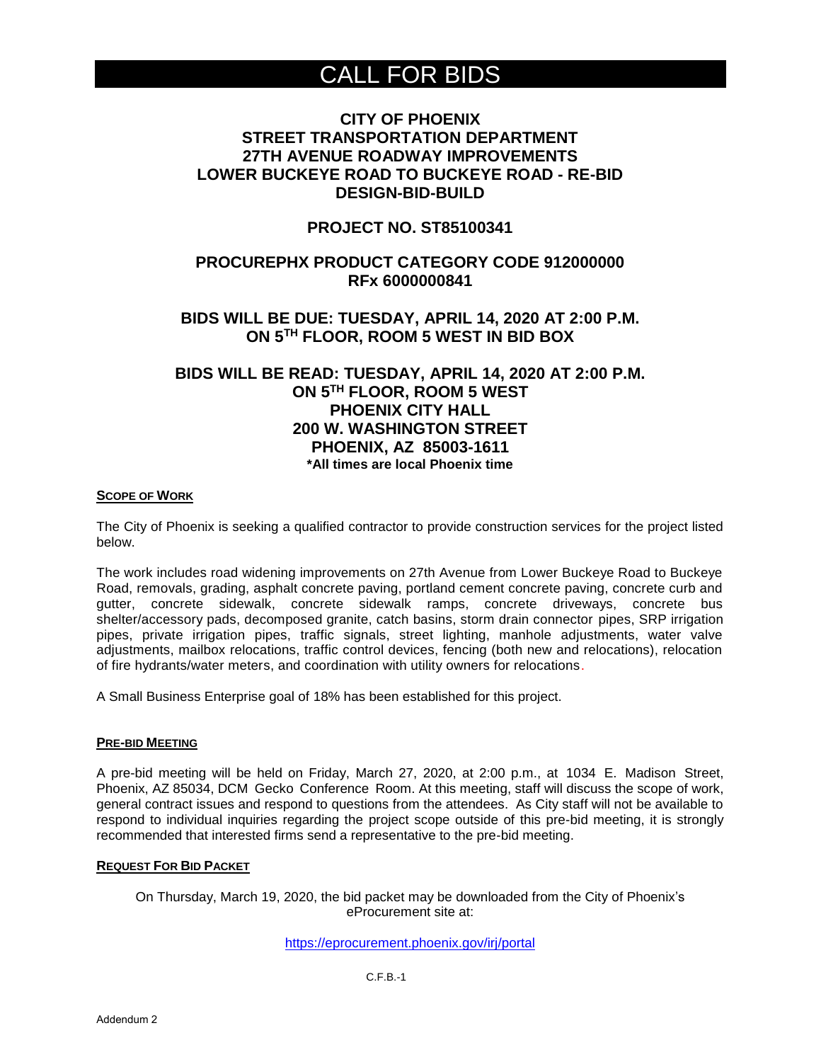# CALL FOR BIDS

**CITY OF PHOENIX**
**STREET TRANSPORTATION DEPARTMENT**
**27TH AVENUE ROADWAY IMPROVEMENTS**
**LOWER BUCKEYE ROAD TO BUCKEYE ROAD - RE-BID**
**DESIGN-BID-BUILD**

**PROJECT NO. ST85100341**

**PROCUREPHX PRODUCT CATEGORY CODE 912000000**
**RFx 6000000841**

**BIDS WILL BE DUE: TUESDAY, APRIL 14, 2020 AT 2:00 P.M.**
**ON 5TH FLOOR, ROOM 5 WEST IN BID BOX**

**BIDS WILL BE READ: TUESDAY, APRIL 14, 2020 AT 2:00 P.M.**
**ON 5TH FLOOR, ROOM 5 WEST**
**PHOENIX CITY HALL**
**200 W. WASHINGTON STREET**
**PHOENIX, AZ 85003-1611**
**\*All times are local Phoenix time**

## SCOPE OF WORK

The City of Phoenix is seeking a qualified contractor to provide construction services for the project listed below.

The work includes road widening improvements on 27th Avenue from Lower Buckeye Road to Buckeye Road, removals, grading, asphalt concrete paving, portland cement concrete paving, concrete curb and gutter, concrete sidewalk, concrete sidewalk ramps, concrete driveways, concrete bus shelter/accessory pads, decomposed granite, catch basins, storm drain connector pipes, SRP irrigation pipes, private irrigation pipes, traffic signals, street lighting, manhole adjustments, water valve adjustments, mailbox relocations, traffic control devices, fencing (both new and relocations), relocation of fire hydrants/water meters, and coordination with utility owners for relocations.

A Small Business Enterprise goal of 18% has been established for this project.

## PRE-BID MEETING

A pre-bid meeting will be held on Friday, March 27, 2020, at 2:00 p.m., at 1034 E. Madison Street, Phoenix, AZ 85034, DCM Gecko Conference Room. At this meeting, staff will discuss the scope of work, general contract issues and respond to questions from the attendees. As City staff will not be available to respond to individual inquiries regarding the project scope outside of this pre-bid meeting, it is strongly recommended that interested firms send a representative to the pre-bid meeting.

## REQUEST FOR BID PACKET

On Thursday, March 19, 2020, the bid packet may be downloaded from the City of Phoenix's eProcurement site at:

https://eprocurement.phoenix.gov/irj/portal

C.F.B.-1

Addendum 2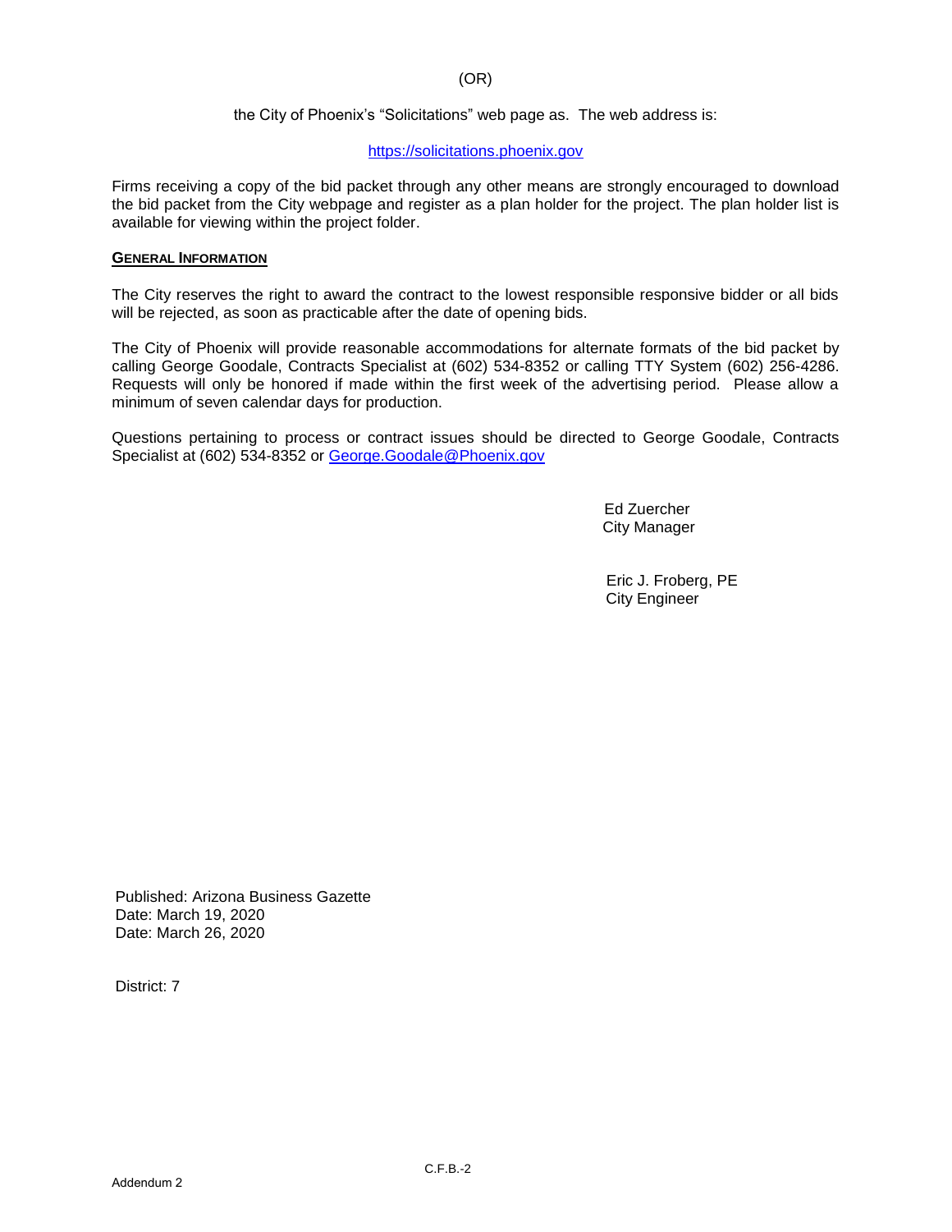(OR)

the City of Phoenix's "Solicitations" web page as. The web address is:

https://solicitations.phoenix.gov

Firms receiving a copy of the bid packet through any other means are strongly encouraged to download the bid packet from the City webpage and register as a plan holder for the project. The plan holder list is available for viewing within the project folder.

**GENERAL INFORMATION**

The City reserves the right to award the contract to the lowest responsible responsive bidder or all bids will be rejected, as soon as practicable after the date of opening bids.

The City of Phoenix will provide reasonable accommodations for alternate formats of the bid packet by calling George Goodale, Contracts Specialist at (602) 534-8352 or calling TTY System (602) 256-4286. Requests will only be honored if made within the first week of the advertising period. Please allow a minimum of seven calendar days for production.

Questions pertaining to process or contract issues should be directed to George Goodale, Contracts Specialist at (602) 534-8352 or George.Goodale@Phoenix.gov

Ed Zuercher
City Manager

Eric J. Froberg, PE
City Engineer

Published: Arizona Business Gazette
Date: March 19, 2020
Date: March 26, 2020

District: 7

C.F.B.-2

Addendum 2